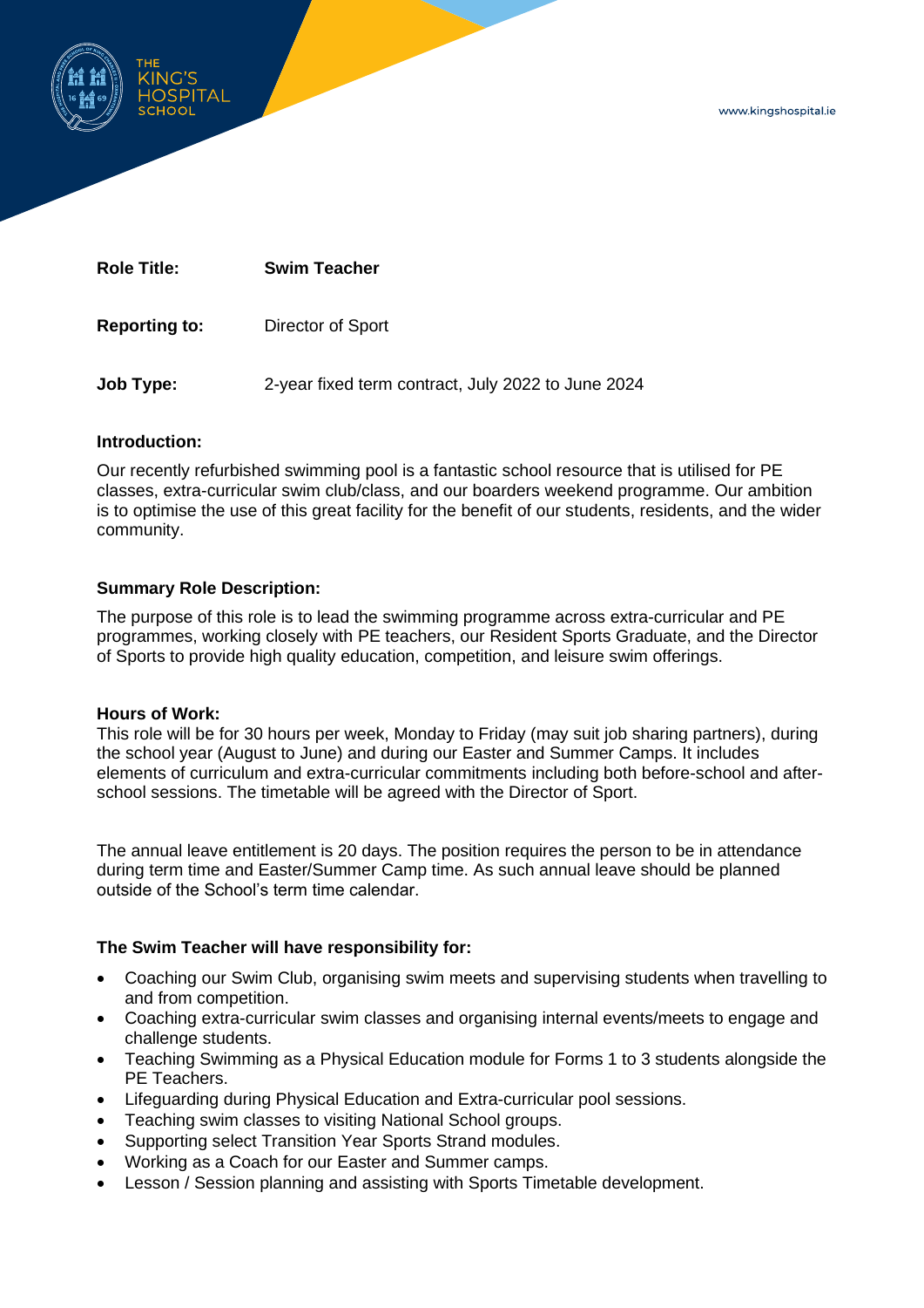**Role Title:** **Swim Teacher**

**Reporting to:** Director of Sport

**Job Type:** 2-year fixed term contract, July 2022 to June 2024

**Introduction:**

Our recently refurbished swimming pool is a fantastic school resource that is utilised for PE classes, extra-curricular swim club/class, and our boarders weekend programme. Our ambition is to optimise the use of this great facility for the benefit of our students, residents, and the wider community.

**Summary Role Description:**

The purpose of this role is to lead the swimming programme across extra-curricular and PE programmes, working closely with PE teachers, our Resident Sports Graduate, and the Director of Sports to provide high quality education, competition, and leisure swim offerings.

**Hours of Work:**

This role will be for 30 hours per week, Monday to Friday (may suit job sharing partners), during the school year (August to June) and during our Easter and Summer Camps. It includes elements of curriculum and extra-curricular commitments including both before-school and after-school sessions. The timetable will be agreed with the Director of Sport.

The annual leave entitlement is 20 days. The position requires the person to be in attendance during term time and Easter/Summer Camp time. As such annual leave should be planned outside of the School's term time calendar.

**The Swim Teacher will have responsibility for:**

- Coaching our Swim Club, organising swim meets and supervising students when travelling to and from competition.
- Coaching extra-curricular swim classes and organising internal events/meets to engage and challenge students.
- Teaching Swimming as a Physical Education module for Forms 1 to 3 students alongside the PE Teachers.
- Lifeguarding during Physical Education and Extra-curricular pool sessions.
- Teaching swim classes to visiting National School groups.
- Supporting select Transition Year Sports Strand modules.
- Working as a Coach for our Easter and Summer camps.
- Lesson / Session planning and assisting with Sports Timetable development.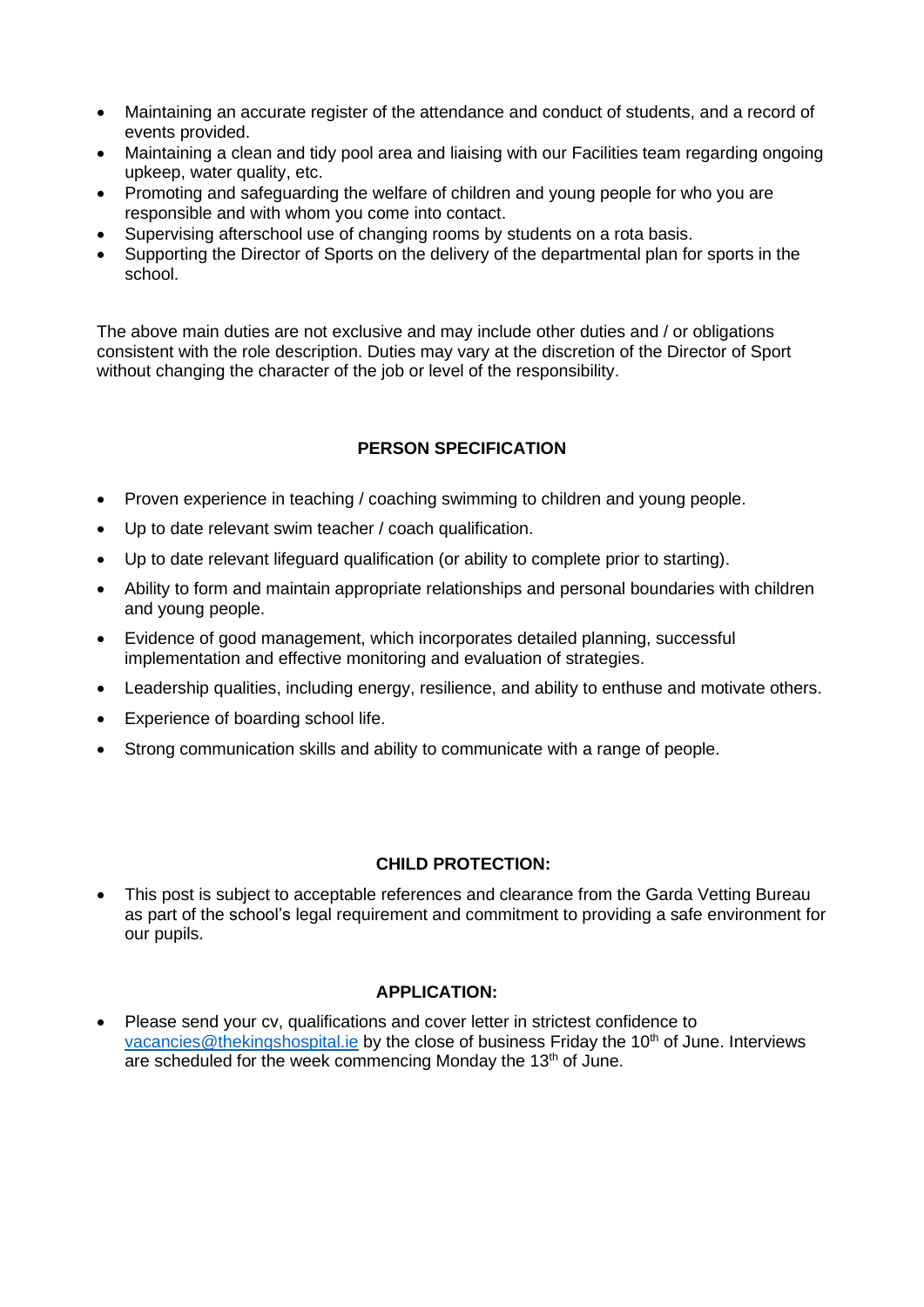- Maintaining an accurate register of the attendance and conduct of students, and a record of events provided.
- Maintaining a clean and tidy pool area and liaising with our Facilities team regarding ongoing upkeep, water quality, etc.
- Promoting and safeguarding the welfare of children and young people for who you are responsible and with whom you come into contact.
- Supervising afterschool use of changing rooms by students on a rota basis.
- Supporting the Director of Sports on the delivery of the departmental plan for sports in the school.

The above main duties are not exclusive and may include other duties and / or obligations consistent with the role description. Duties may vary at the discretion of the Director of Sport without changing the character of the job or level of the responsibility.

## PERSON SPECIFICATION

- Proven experience in teaching / coaching swimming to children and young people.
- Up to date relevant swim teacher / coach qualification.
- Up to date relevant lifeguard qualification (or ability to complete prior to starting).
- Ability to form and maintain appropriate relationships and personal boundaries with children and young people.
- Evidence of good management, which incorporates detailed planning, successful implementation and effective monitoring and evaluation of strategies.
- Leadership qualities, including energy, resilience, and ability to enthuse and motivate others.
- Experience of boarding school life.
- Strong communication skills and ability to communicate with a range of people.

## CHILD PROTECTION:

- This post is subject to acceptable references and clearance from the Garda Vetting Bureau as part of the school's legal requirement and commitment to providing a safe environment for our pupils.

## APPLICATION:

- Please send your cv, qualifications and cover letter in strictest confidence to vacancies@thekingshospital.ie by the close of business Friday the 10th of June. Interviews are scheduled for the week commencing Monday the 13th of June.